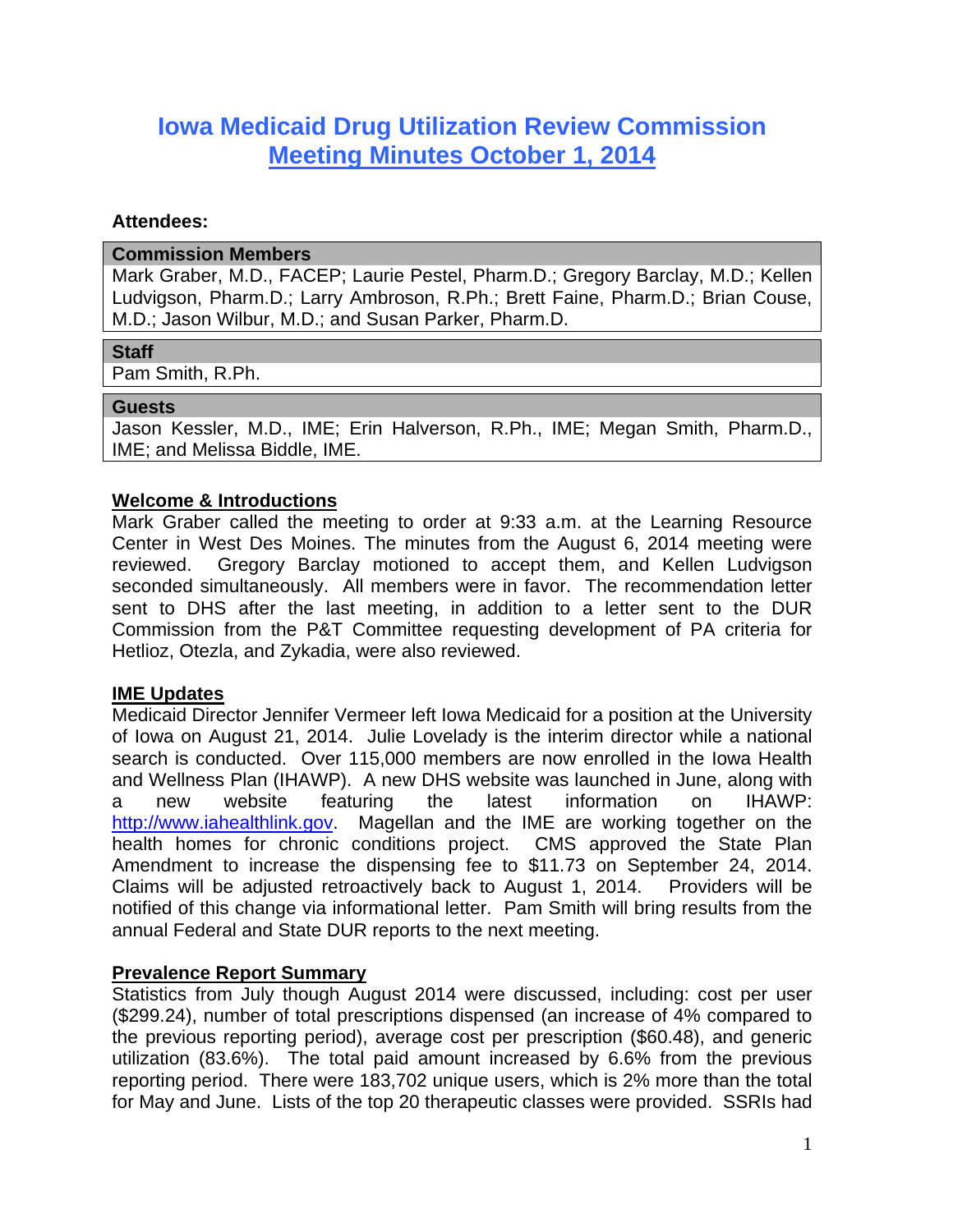# Iowa Medicaid Drug Utilization Review Commission
## Meeting Minutes October 1, 2014

**Attendees:**

| **Commission Members** |
|---|
| Mark Graber, M.D., FACEP; Laurie Pestel, Pharm.D.; Gregory Barclay, M.D.; Kellen Ludvigson, Pharm.D.; Larry Ambroson, R.Ph.; Brett Faine, Pharm.D.; Brian Couse, M.D.; Jason Wilbur, M.D.; and Susan Parker, Pharm.D. |

| **Staff** |
|---|
| Pam Smith, R.Ph. |

| **Guests** |
|---|
| Jason Kessler, M.D., IME; Erin Halverson, R.Ph., IME; Megan Smith, Pharm.D., IME; and Melissa Biddle, IME. |

**Welcome & Introductions**

Mark Graber called the meeting to order at 9:33 a.m. at the Learning Resource Center in West Des Moines. The minutes from the August 6, 2014 meeting were reviewed. Gregory Barclay motioned to accept them, and Kellen Ludvigson seconded simultaneously. All members were in favor. The recommendation letter sent to DHS after the last meeting, in addition to a letter sent to the DUR Commission from the P&T Committee requesting development of PA criteria for Hetlioz, Otezla, and Zykadia, were also reviewed.

**IME Updates**

Medicaid Director Jennifer Vermeer left Iowa Medicaid for a position at the University of Iowa on August 21, 2014. Julie Lovelady is the interim director while a national search is conducted. Over 115,000 members are now enrolled in the Iowa Health and Wellness Plan (IHAWP). A new DHS website was launched in June, along with a new website featuring the latest information on IHAWP: http://www.iahealthlink.gov. Magellan and the IME are working together on the health homes for chronic conditions project. CMS approved the State Plan Amendment to increase the dispensing fee to $11.73 on September 24, 2014. Claims will be adjusted retroactively back to August 1, 2014. Providers will be notified of this change via informational letter. Pam Smith will bring results from the annual Federal and State DUR reports to the next meeting.

**Prevalence Report Summary**

Statistics from July though August 2014 were discussed, including: cost per user ($299.24), number of total prescriptions dispensed (an increase of 4% compared to the previous reporting period), average cost per prescription ($60.48), and generic utilization (83.6%). The total paid amount increased by 6.6% from the previous reporting period. There were 183,702 unique users, which is 2% more than the total for May and June. Lists of the top 20 therapeutic classes were provided. SSRIs had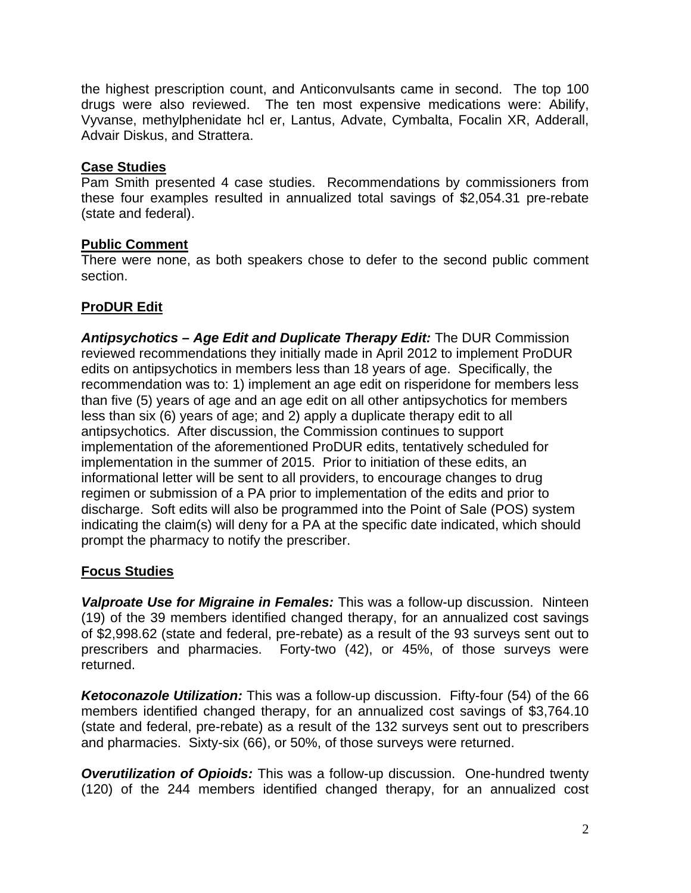the highest prescription count, and Anticonvulsants came in second. The top 100 drugs were also reviewed. The ten most expensive medications were: Abilify, Vyvanse, methylphenidate hcl er, Lantus, Advate, Cymbalta, Focalin XR, Adderall, Advair Diskus, and Strattera.

## Case Studies

Pam Smith presented 4 case studies. Recommendations by commissioners from these four examples resulted in annualized total savings of $2,054.31 pre-rebate (state and federal).

## Public Comment

There were none, as both speakers chose to defer to the second public comment section.

## ProDUR Edit

***Antipsychotics – Age Edit and Duplicate Therapy Edit:*** The DUR Commission reviewed recommendations they initially made in April 2012 to implement ProDUR edits on antipsychotics in members less than 18 years of age. Specifically, the recommendation was to: 1) implement an age edit on risperidone for members less than five (5) years of age and an age edit on all other antipsychotics for members less than six (6) years of age; and 2) apply a duplicate therapy edit to all antipsychotics. After discussion, the Commission continues to support implementation of the aforementioned ProDUR edits, tentatively scheduled for implementation in the summer of 2015. Prior to initiation of these edits, an informational letter will be sent to all providers, to encourage changes to drug regimen or submission of a PA prior to implementation of the edits and prior to discharge. Soft edits will also be programmed into the Point of Sale (POS) system indicating the claim(s) will deny for a PA at the specific date indicated, which should prompt the pharmacy to notify the prescriber.

## Focus Studies

***Valproate Use for Migraine in Females:*** This was a follow-up discussion. Ninteen (19) of the 39 members identified changed therapy, for an annualized cost savings of $2,998.62 (state and federal, pre-rebate) as a result of the 93 surveys sent out to prescribers and pharmacies. Forty-two (42), or 45%, of those surveys were returned.

***Ketoconazole Utilization:*** This was a follow-up discussion. Fifty-four (54) of the 66 members identified changed therapy, for an annualized cost savings of $3,764.10 (state and federal, pre-rebate) as a result of the 132 surveys sent out to prescribers and pharmacies. Sixty-six (66), or 50%, of those surveys were returned.

***Overutilization of Opioids:*** This was a follow-up discussion. One-hundred twenty (120) of the 244 members identified changed therapy, for an annualized cost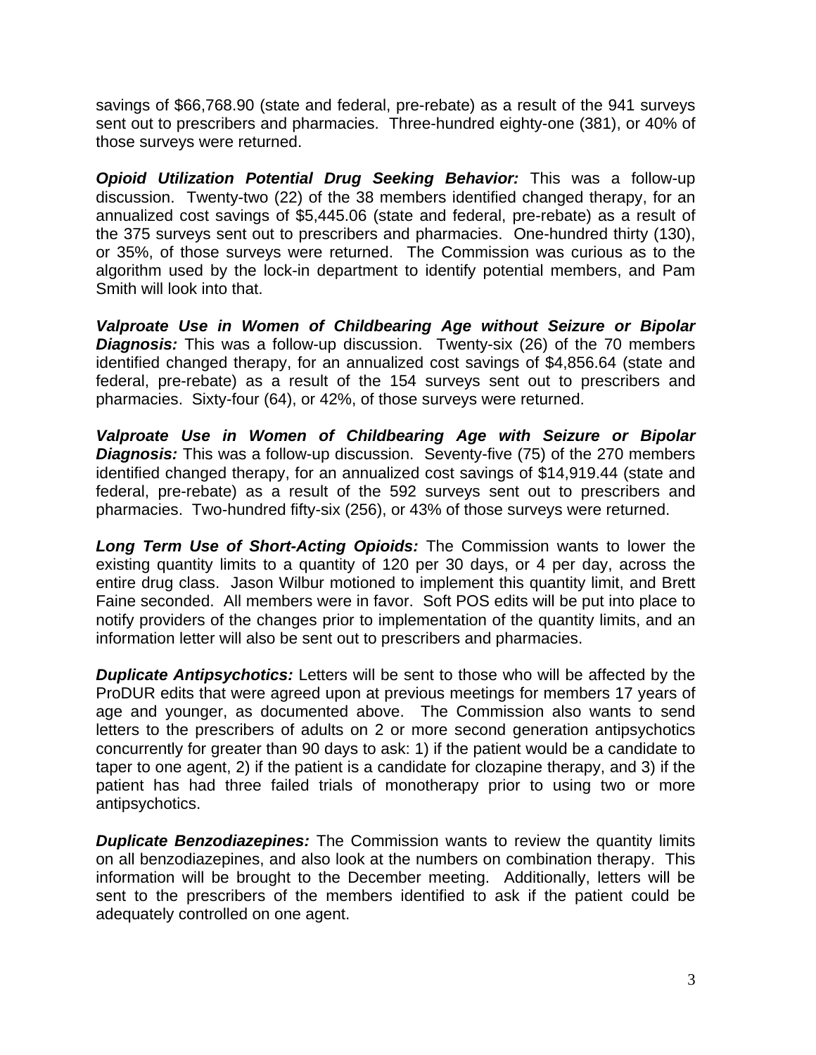savings of $66,768.90 (state and federal, pre-rebate) as a result of the 941 surveys sent out to prescribers and pharmacies. Three-hundred eighty-one (381), or 40% of those surveys were returned.

***Opioid Utilization Potential Drug Seeking Behavior:*** This was a follow-up discussion. Twenty-two (22) of the 38 members identified changed therapy, for an annualized cost savings of $5,445.06 (state and federal, pre-rebate) as a result of the 375 surveys sent out to prescribers and pharmacies. One-hundred thirty (130), or 35%, of those surveys were returned. The Commission was curious as to the algorithm used by the lock-in department to identify potential members, and Pam Smith will look into that.

***Valproate Use in Women of Childbearing Age without Seizure or Bipolar Diagnosis:*** This was a follow-up discussion. Twenty-six (26) of the 70 members identified changed therapy, for an annualized cost savings of $4,856.64 (state and federal, pre-rebate) as a result of the 154 surveys sent out to prescribers and pharmacies. Sixty-four (64), or 42%, of those surveys were returned.

***Valproate Use in Women of Childbearing Age with Seizure or Bipolar Diagnosis:*** This was a follow-up discussion. Seventy-five (75) of the 270 members identified changed therapy, for an annualized cost savings of $14,919.44 (state and federal, pre-rebate) as a result of the 592 surveys sent out to prescribers and pharmacies. Two-hundred fifty-six (256), or 43% of those surveys were returned.

***Long Term Use of Short-Acting Opioids:*** The Commission wants to lower the existing quantity limits to a quantity of 120 per 30 days, or 4 per day, across the entire drug class. Jason Wilbur motioned to implement this quantity limit, and Brett Faine seconded. All members were in favor. Soft POS edits will be put into place to notify providers of the changes prior to implementation of the quantity limits, and an information letter will also be sent out to prescribers and pharmacies.

***Duplicate Antipsychotics:*** Letters will be sent to those who will be affected by the ProDUR edits that were agreed upon at previous meetings for members 17 years of age and younger, as documented above. The Commission also wants to send letters to the prescribers of adults on 2 or more second generation antipsychotics concurrently for greater than 90 days to ask: 1) if the patient would be a candidate to taper to one agent, 2) if the patient is a candidate for clozapine therapy, and 3) if the patient has had three failed trials of monotherapy prior to using two or more antipsychotics.

***Duplicate Benzodiazepines:*** The Commission wants to review the quantity limits on all benzodiazepines, and also look at the numbers on combination therapy. This information will be brought to the December meeting. Additionally, letters will be sent to the prescribers of the members identified to ask if the patient could be adequately controlled on one agent.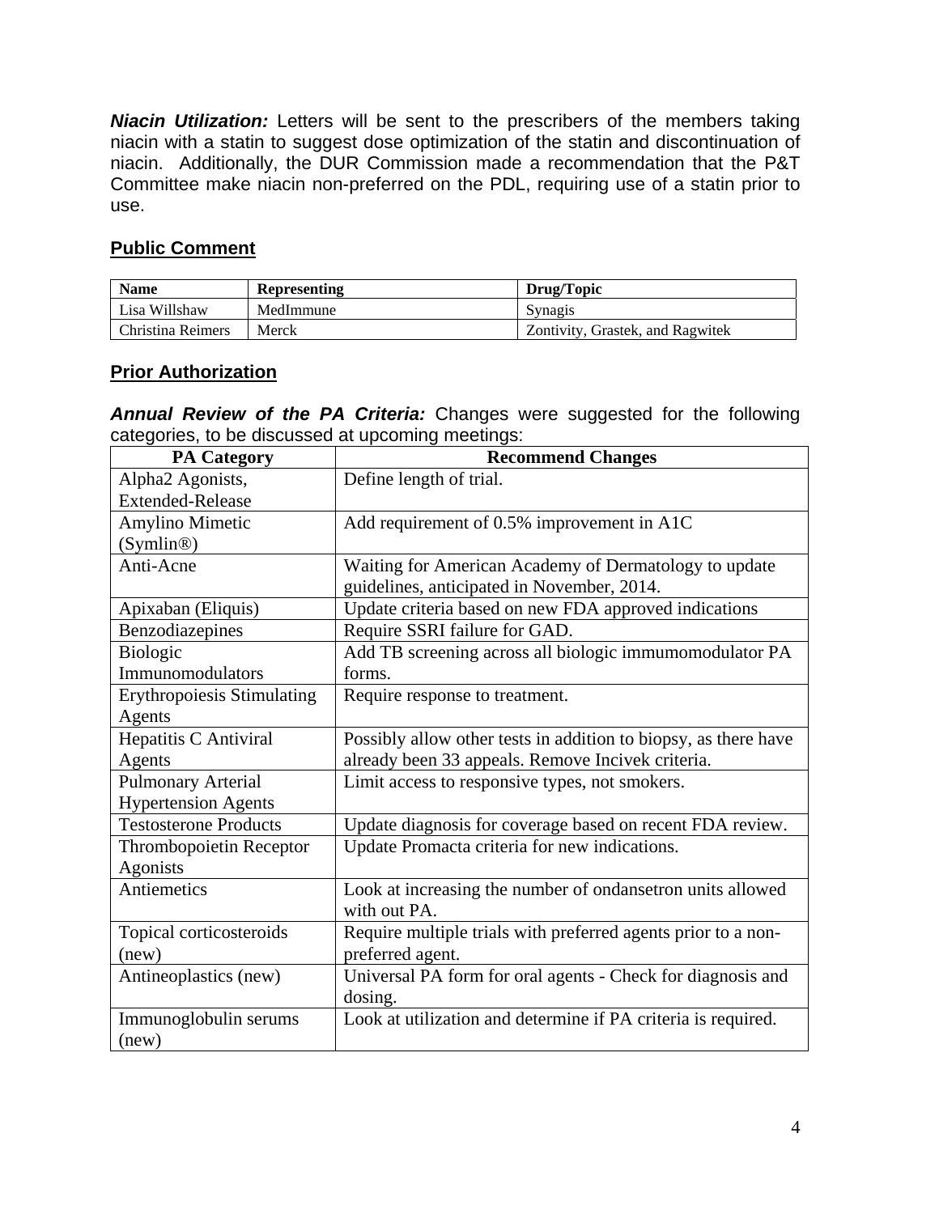***Niacin Utilization:*** Letters will be sent to the prescribers of the members taking niacin with a statin to suggest dose optimization of the statin and discontinuation of niacin. Additionally, the DUR Commission made a recommendation that the P&T Committee make niacin non-preferred on the PDL, requiring use of a statin prior to use.

## Public Comment

| Name | Representing | Drug/Topic |
| --- | --- | --- |
| Lisa Willshaw | MedImmune | Synagis |
| Christina Reimers | Merck | Zontivity, Grastek, and Ragwitek |

## Prior Authorization

***Annual Review of the PA Criteria:*** Changes were suggested for the following categories, to be discussed at upcoming meetings:

| PA Category | Recommend Changes |
| --- | --- |
| Alpha2 Agonists, Extended-Release | Define length of trial. |
| Amylino Mimetic (Symlin®) | Add requirement of 0.5% improvement in A1C |
| Anti-Acne | Waiting for American Academy of Dermatology to update guidelines, anticipated in November, 2014. |
| Apixaban (Eliquis) | Update criteria based on new FDA approved indications |
| Benzodiazepines | Require SSRI failure for GAD. |
| Biologic Immunomodulators | Add TB screening across all biologic immumomodulator PA forms. |
| Erythropoiesis Stimulating Agents | Require response to treatment. |
| Hepatitis C Antiviral Agents | Possibly allow other tests in addition to biopsy, as there have already been 33 appeals. Remove Incivek criteria. |
| Pulmonary Arterial Hypertension Agents | Limit access to responsive types, not smokers. |
| Testosterone Products | Update diagnosis for coverage based on recent FDA review. |
| Thrombopoietin Receptor Agonists | Update Promacta criteria for new indications. |
| Antiemetics | Look at increasing the number of ondansetron units allowed with out PA. |
| Topical corticosteroids (new) | Require multiple trials with preferred agents prior to a non-preferred agent. |
| Antineoplastics (new) | Universal PA form for oral agents - Check for diagnosis and dosing. |
| Immunoglobulin serums (new) | Look at utilization and determine if PA criteria is required. |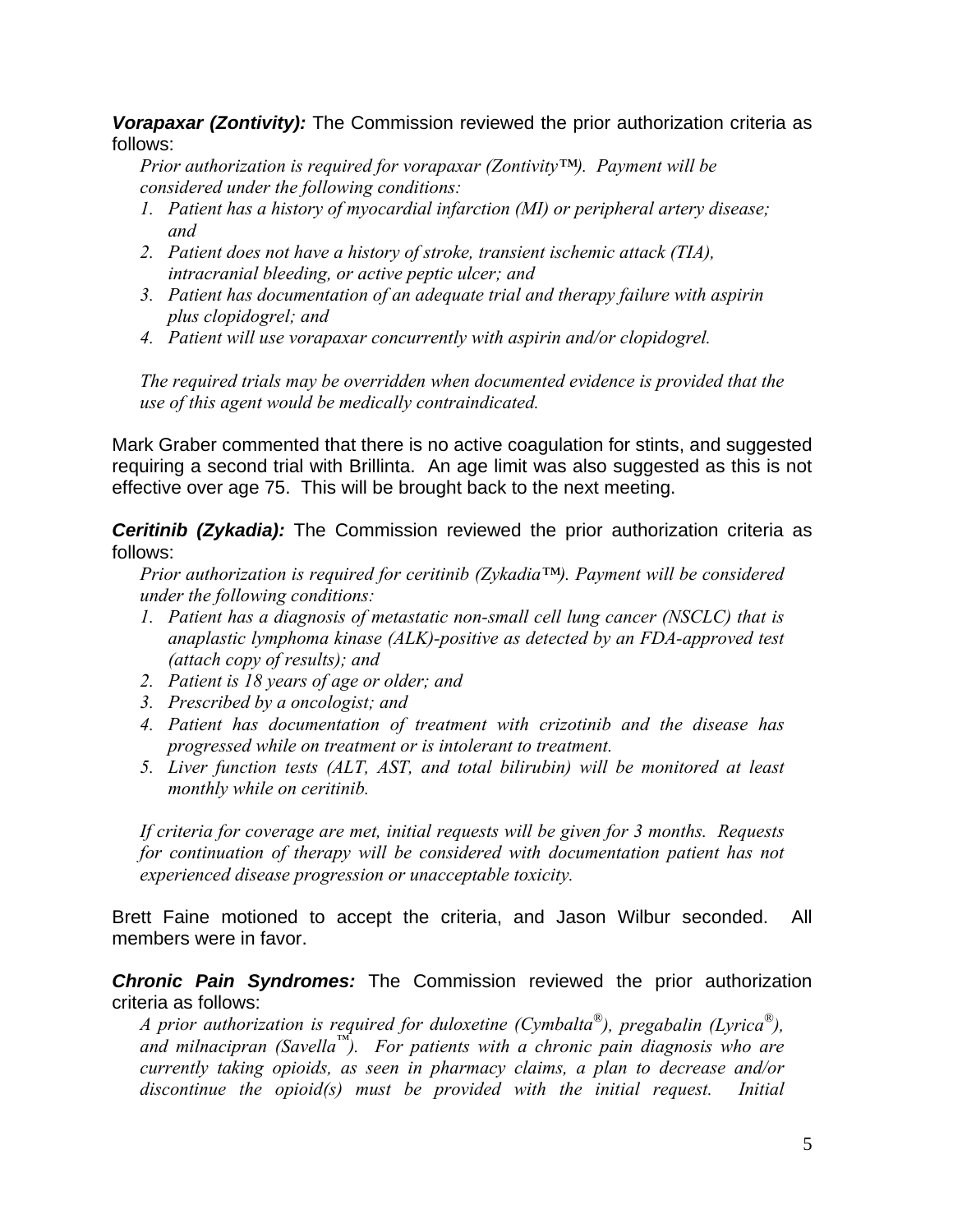***Vorapaxar (Zontivity):*** The Commission reviewed the prior authorization criteria as follows:

*Prior authorization is required for vorapaxar (Zontivity™). Payment will be considered under the following conditions:*

1. *Patient has a history of myocardial infarction (MI) or peripheral artery disease; and*
2. *Patient does not have a history of stroke, transient ischemic attack (TIA), intracranial bleeding, or active peptic ulcer; and*
3. *Patient has documentation of an adequate trial and therapy failure with aspirin plus clopidogrel; and*
4. *Patient will use vorapaxar concurrently with aspirin and/or clopidogrel.*

*The required trials may be overridden when documented evidence is provided that the use of this agent would be medically contraindicated.*

Mark Graber commented that there is no active coagulation for stints, and suggested requiring a second trial with Brillinta. An age limit was also suggested as this is not effective over age 75. This will be brought back to the next meeting.

***Ceritinib (Zykadia):*** The Commission reviewed the prior authorization criteria as follows:

*Prior authorization is required for ceritinib (Zykadia™). Payment will be considered under the following conditions:*

1. *Patient has a diagnosis of metastatic non-small cell lung cancer (NSCLC) that is anaplastic lymphoma kinase (ALK)-positive as detected by an FDA-approved test (attach copy of results); and*
2. *Patient is 18 years of age or older; and*
3. *Prescribed by a oncologist; and*
4. *Patient has documentation of treatment with crizotinib and the disease has progressed while on treatment or is intolerant to treatment.*
5. *Liver function tests (ALT, AST, and total bilirubin) will be monitored at least monthly while on ceritinib.*

*If criteria for coverage are met, initial requests will be given for 3 months. Requests for continuation of therapy will be considered with documentation patient has not experienced disease progression or unacceptable toxicity.*

Brett Faine motioned to accept the criteria, and Jason Wilbur seconded. All members were in favor.

***Chronic Pain Syndromes:*** The Commission reviewed the prior authorization criteria as follows:

*A prior authorization is required for duloxetine (Cymbalta®), pregabalin (Lyrica®), and milnacipran (Savella™). For patients with a chronic pain diagnosis who are currently taking opioids, as seen in pharmacy claims, a plan to decrease and/or discontinue the opioid(s) must be provided with the initial request. Initial*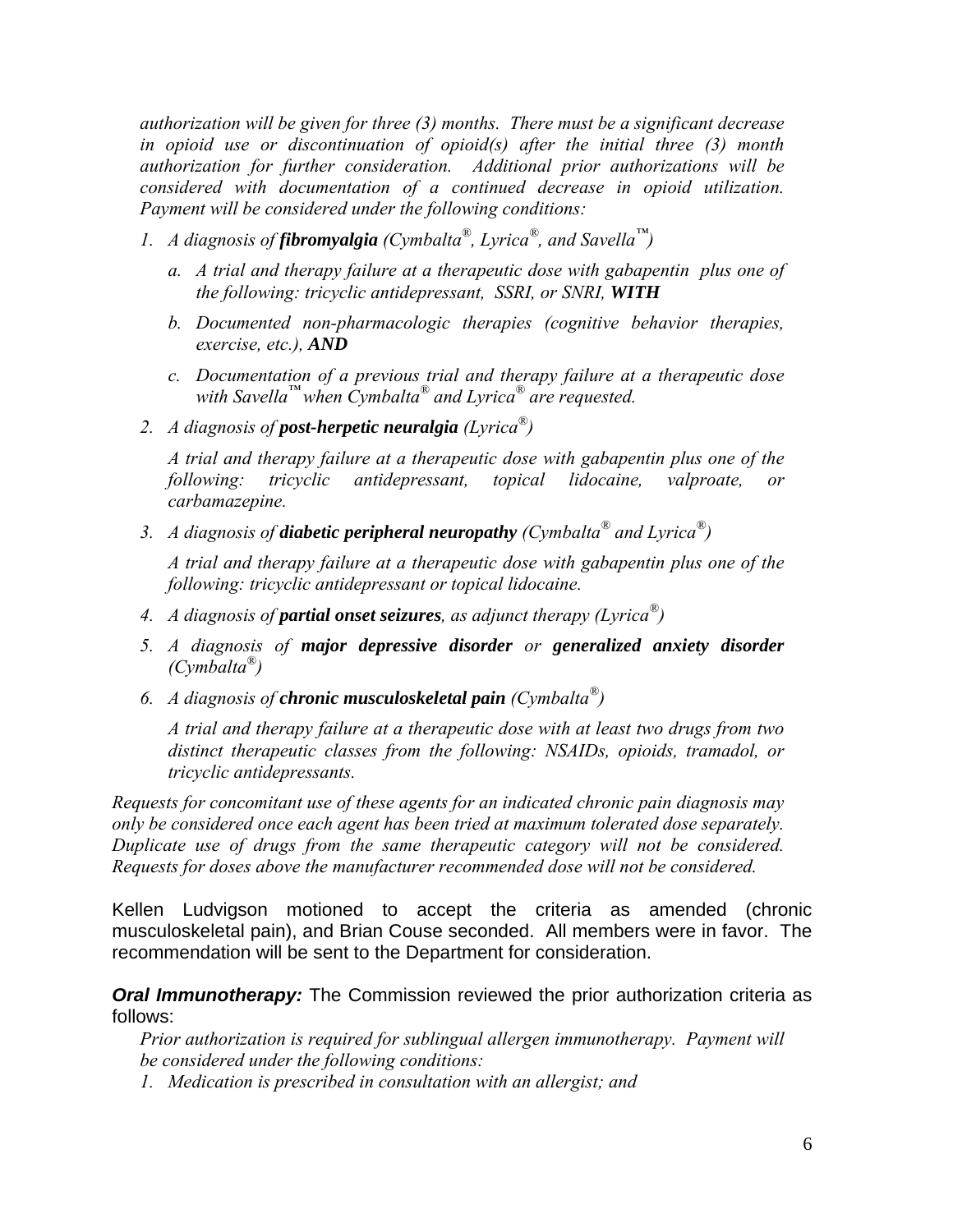*authorization will be given for three (3) months. There must be a significant decrease in opioid use or discontinuation of opioid(s) after the initial three (3) month authorization for further consideration. Additional prior authorizations will be considered with documentation of a continued decrease in opioid utilization. Payment will be considered under the following conditions:*

1. *A diagnosis of* ***fibromyalgia*** *(Cymbalta®, Lyrica®, and Savella™)*
   a. *A trial and therapy failure at a therapeutic dose with gabapentin plus one of the following: tricyclic antidepressant, SSRI, or SNRI,* ***WITH***
   b. *Documented non-pharmacologic therapies (cognitive behavior therapies, exercise, etc.),* ***AND***
   c. *Documentation of a previous trial and therapy failure at a therapeutic dose with Savella™ when Cymbalta® and Lyrica® are requested.*
2. *A diagnosis of* ***post-herpetic neuralgia*** *(Lyrica®)*

   *A trial and therapy failure at a therapeutic dose with gabapentin plus one of the following: tricyclic antidepressant, topical lidocaine, valproate, or carbamazepine.*
3. *A diagnosis of* ***diabetic peripheral neuropathy*** *(Cymbalta® and Lyrica®)*

   *A trial and therapy failure at a therapeutic dose with gabapentin plus one of the following: tricyclic antidepressant or topical lidocaine.*
4. *A diagnosis of* ***partial onset seizures****, as adjunct therapy (Lyrica®)*
5. *A diagnosis of* ***major depressive disorder*** *or* ***generalized anxiety disorder*** *(Cymbalta®)*
6. *A diagnosis of* ***chronic musculoskeletal pain*** *(Cymbalta®)*

   *A trial and therapy failure at a therapeutic dose with at least two drugs from two distinct therapeutic classes from the following: NSAIDs, opioids, tramadol, or tricyclic antidepressants.*

*Requests for concomitant use of these agents for an indicated chronic pain diagnosis may only be considered once each agent has been tried at maximum tolerated dose separately. Duplicate use of drugs from the same therapeutic category will not be considered. Requests for doses above the manufacturer recommended dose will not be considered.*

Kellen Ludvigson motioned to accept the criteria as amended (chronic musculoskeletal pain), and Brian Couse seconded. All members were in favor. The recommendation will be sent to the Department for consideration.

***Oral Immunotherapy:*** The Commission reviewed the prior authorization criteria as follows:

*Prior authorization is required for sublingual allergen immunotherapy. Payment will be considered under the following conditions:*

1. *Medication is prescribed in consultation with an allergist; and*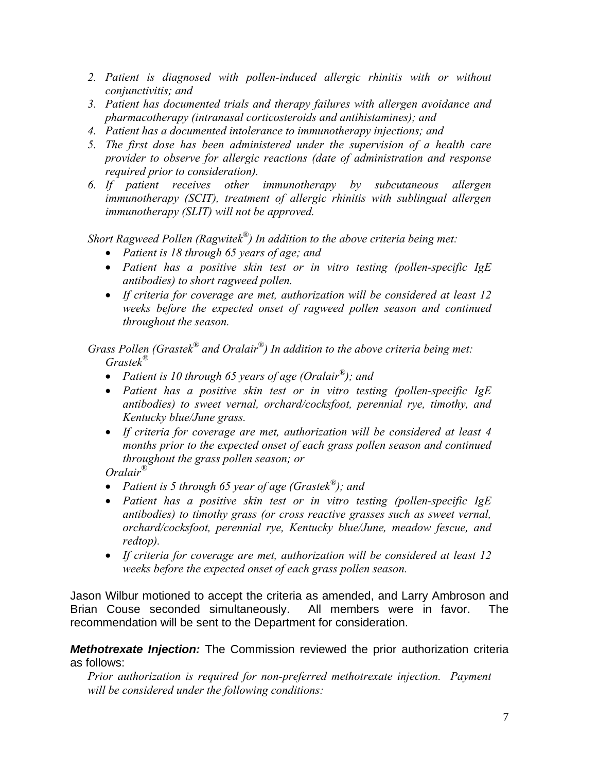2. *Patient is diagnosed with pollen-induced allergic rhinitis with or without conjunctivitis; and*
3. *Patient has documented trials and therapy failures with allergen avoidance and pharmacotherapy (intranasal corticosteroids and antihistamines); and*
4. *Patient has a documented intolerance to immunotherapy injections; and*
5. *The first dose has been administered under the supervision of a health care provider to observe for allergic reactions (date of administration and response required prior to consideration).*
6. *If patient receives other immunotherapy by subcutaneous allergen immunotherapy (SCIT), treatment of allergic rhinitis with sublingual allergen immunotherapy (SLIT) will not be approved.*

*Short Ragweed Pollen (Ragwitek®) In addition to the above criteria being met:*

- *Patient is 18 through 65 years of age; and*
- *Patient has a positive skin test or in vitro testing (pollen-specific IgE antibodies) to short ragweed pollen.*
- *If criteria for coverage are met, authorization will be considered at least 12 weeks before the expected onset of ragweed pollen season and continued throughout the season.*

*Grass Pollen (Grastek® and Oralair®) In addition to the above criteria being met:*

*Grastek®*

- *Patient is 10 through 65 years of age (Oralair®); and*
- *Patient has a positive skin test or in vitro testing (pollen-specific IgE antibodies) to sweet vernal, orchard/cocksfoot, perennial rye, timothy, and Kentucky blue/June grass.*
- *If criteria for coverage are met, authorization will be considered at least 4 months prior to the expected onset of each grass pollen season and continued throughout the grass pollen season; or*

*Oralair®*

- *Patient is 5 through 65 year of age (Grastek®); and*
- *Patient has a positive skin test or in vitro testing (pollen-specific IgE antibodies) to timothy grass (or cross reactive grasses such as sweet vernal, orchard/cocksfoot, perennial rye, Kentucky blue/June, meadow fescue, and redtop).*
- *If criteria for coverage are met, authorization will be considered at least 12 weeks before the expected onset of each grass pollen season.*

Jason Wilbur motioned to accept the criteria as amended, and Larry Ambroson and Brian Couse seconded simultaneously. All members were in favor. The recommendation will be sent to the Department for consideration.

***Methotrexate Injection:*** The Commission reviewed the prior authorization criteria as follows:

*Prior authorization is required for non-preferred methotrexate injection. Payment will be considered under the following conditions:*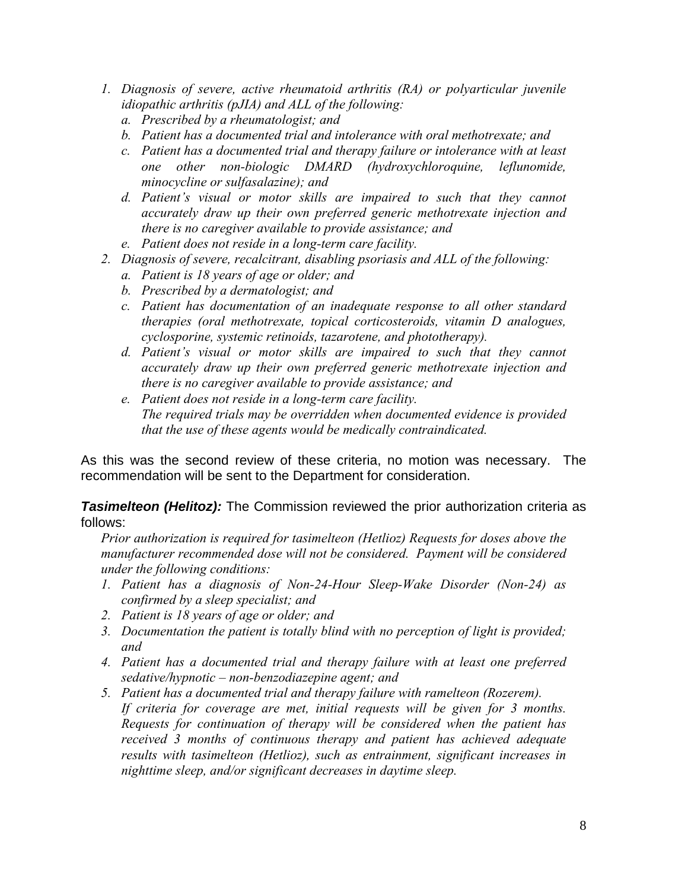1. *Diagnosis of severe, active rheumatoid arthritis (RA) or polyarticular juvenile idiopathic arthritis (pJIA) and ALL of the following:*
   a. *Prescribed by a rheumatologist; and*
   b. *Patient has a documented trial and intolerance with oral methotrexate; and*
   c. *Patient has a documented trial and therapy failure or intolerance with at least one other non-biologic DMARD (hydroxychloroquine, leflunomide, minocycline or sulfasalazine); and*
   d. *Patient's visual or motor skills are impaired to such that they cannot accurately draw up their own preferred generic methotrexate injection and there is no caregiver available to provide assistance; and*
   e. *Patient does not reside in a long-term care facility.*
2. *Diagnosis of severe, recalcitrant, disabling psoriasis and ALL of the following:*
   a. *Patient is 18 years of age or older; and*
   b. *Prescribed by a dermatologist; and*
   c. *Patient has documentation of an inadequate response to all other standard therapies (oral methotrexate, topical corticosteroids, vitamin D analogues, cyclosporine, systemic retinoids, tazarotene, and phototherapy).*
   d. *Patient's visual or motor skills are impaired to such that they cannot accurately draw up their own preferred generic methotrexate injection and there is no caregiver available to provide assistance; and*
   e. *Patient does not reside in a long-term care facility.*
   *The required trials may be overridden when documented evidence is provided that the use of these agents would be medically contraindicated.*

As this was the second review of these criteria, no motion was necessary. The recommendation will be sent to the Department for consideration.

***Tasimelteon (Helitoz):*** The Commission reviewed the prior authorization criteria as follows:

*Prior authorization is required for tasimelteon (Hetlioz) Requests for doses above the manufacturer recommended dose will not be considered. Payment will be considered under the following conditions:*

1. *Patient has a diagnosis of Non-24-Hour Sleep-Wake Disorder (Non-24) as confirmed by a sleep specialist; and*
2. *Patient is 18 years of age or older; and*
3. *Documentation the patient is totally blind with no perception of light is provided; and*
4. *Patient has a documented trial and therapy failure with at least one preferred sedative/hypnotic – non-benzodiazepine agent; and*
5. *Patient has a documented trial and therapy failure with ramelteon (Rozerem).*
   *If criteria for coverage are met, initial requests will be given for 3 months. Requests for continuation of therapy will be considered when the patient has received 3 months of continuous therapy and patient has achieved adequate results with tasimelteon (Hetlioz), such as entrainment, significant increases in nighttime sleep, and/or significant decreases in daytime sleep.*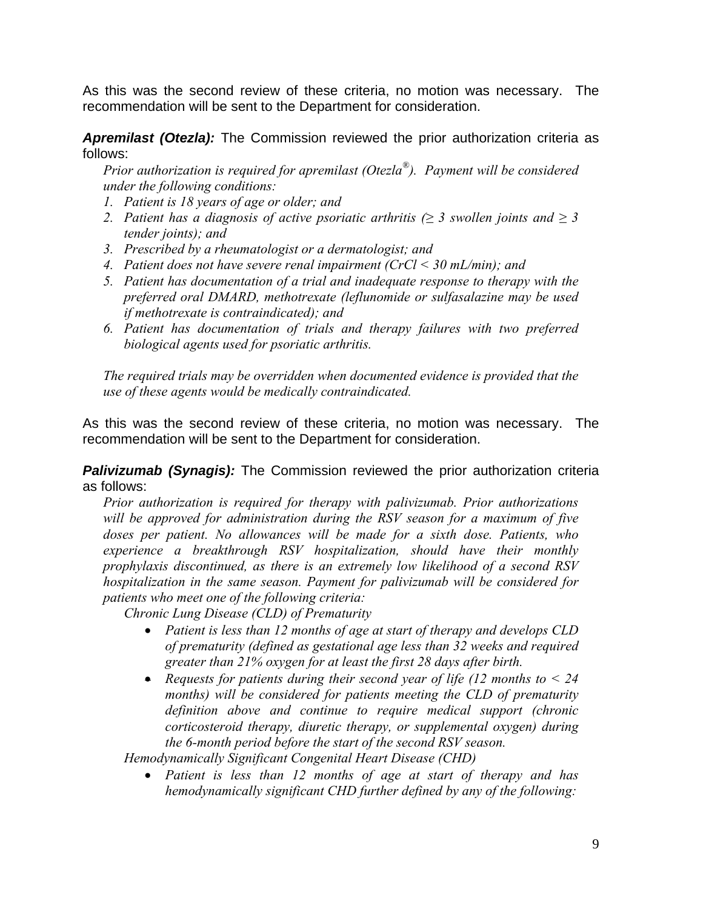As this was the second review of these criteria, no motion was necessary. The recommendation will be sent to the Department for consideration.

***Apremilast (Otezla):*** The Commission reviewed the prior authorization criteria as follows:

*Prior authorization is required for apremilast (Otezla®). Payment will be considered under the following conditions:*

1. *Patient is 18 years of age or older; and*
2. *Patient has a diagnosis of active psoriatic arthritis (≥ 3 swollen joints and ≥ 3 tender joints); and*
3. *Prescribed by a rheumatologist or a dermatologist; and*
4. *Patient does not have severe renal impairment (CrCl < 30 mL/min); and*
5. *Patient has documentation of a trial and inadequate response to therapy with the preferred oral DMARD, methotrexate (leflunomide or sulfasalazine may be used if methotrexate is contraindicated); and*
6. *Patient has documentation of trials and therapy failures with two preferred biological agents used for psoriatic arthritis.*

*The required trials may be overridden when documented evidence is provided that the use of these agents would be medically contraindicated.*

As this was the second review of these criteria, no motion was necessary. The recommendation will be sent to the Department for consideration.

***Palivizumab (Synagis):*** The Commission reviewed the prior authorization criteria as follows:

*Prior authorization is required for therapy with palivizumab. Prior authorizations will be approved for administration during the RSV season for a maximum of five doses per patient. No allowances will be made for a sixth dose. Patients, who experience a breakthrough RSV hospitalization, should have their monthly prophylaxis discontinued, as there is an extremely low likelihood of a second RSV hospitalization in the same season. Payment for palivizumab will be considered for patients who meet one of the following criteria:*

*Chronic Lung Disease (CLD) of Prematurity*

- *Patient is less than 12 months of age at start of therapy and develops CLD of prematurity (defined as gestational age less than 32 weeks and required greater than 21% oxygen for at least the first 28 days after birth.*
- *Requests for patients during their second year of life (12 months to < 24 months) will be considered for patients meeting the CLD of prematurity definition above and continue to require medical support (chronic corticosteroid therapy, diuretic therapy, or supplemental oxygen) during the 6-month period before the start of the second RSV season.*

*Hemodynamically Significant Congenital Heart Disease (CHD)*

- *Patient is less than 12 months of age at start of therapy and has hemodynamically significant CHD further defined by any of the following:*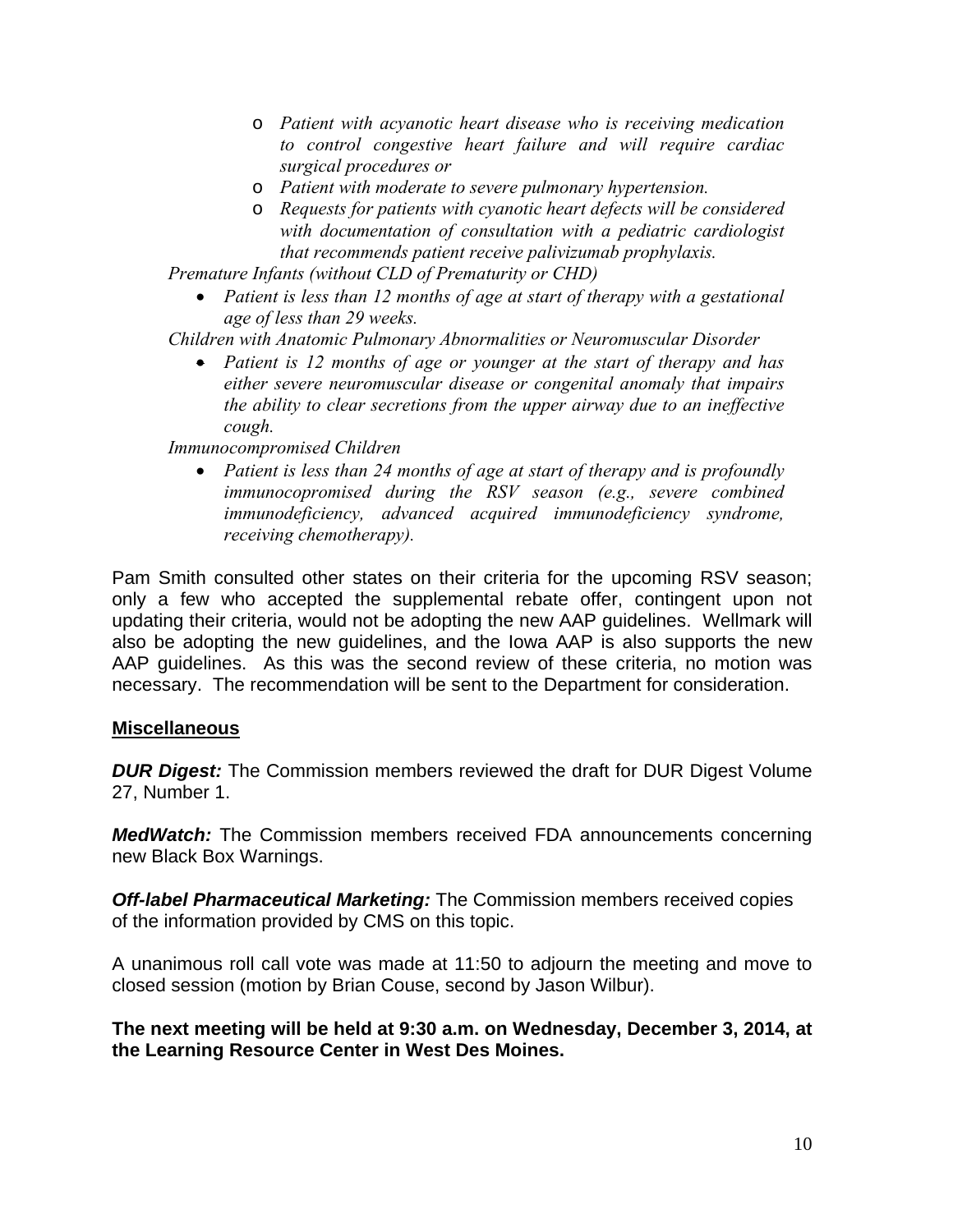- *Patient with acyanotic heart disease who is receiving medication to control congestive heart failure and will require cardiac surgical procedures or*
- *Patient with moderate to severe pulmonary hypertension.*
- *Requests for patients with cyanotic heart defects will be considered with documentation of consultation with a pediatric cardiologist that recommends patient receive palivizumab prophylaxis.*

*Premature Infants (without CLD of Prematurity or CHD)*

- *Patient is less than 12 months of age at start of therapy with a gestational age of less than 29 weeks.*

*Children with Anatomic Pulmonary Abnormalities or Neuromuscular Disorder*

- *Patient is 12 months of age or younger at the start of therapy and has either severe neuromuscular disease or congenital anomaly that impairs the ability to clear secretions from the upper airway due to an ineffective cough.*

*Immunocompromised Children*

- *Patient is less than 24 months of age at start of therapy and is profoundly immunocopromised during the RSV season (e.g., severe combined immunodeficiency, advanced acquired immunodeficiency syndrome, receiving chemotherapy).*

Pam Smith consulted other states on their criteria for the upcoming RSV season; only a few who accepted the supplemental rebate offer, contingent upon not updating their criteria, would not be adopting the new AAP guidelines. Wellmark will also be adopting the new guidelines, and the Iowa AAP is also supports the new AAP guidelines. As this was the second review of these criteria, no motion was necessary. The recommendation will be sent to the Department for consideration.

## Miscellaneous

***DUR Digest:*** The Commission members reviewed the draft for DUR Digest Volume 27, Number 1.

***MedWatch:*** The Commission members received FDA announcements concerning new Black Box Warnings.

***Off-label Pharmaceutical Marketing:*** The Commission members received copies of the information provided by CMS on this topic.

A unanimous roll call vote was made at 11:50 to adjourn the meeting and move to closed session (motion by Brian Couse, second by Jason Wilbur).

**The next meeting will be held at 9:30 a.m. on Wednesday, December 3, 2014, at the Learning Resource Center in West Des Moines.**